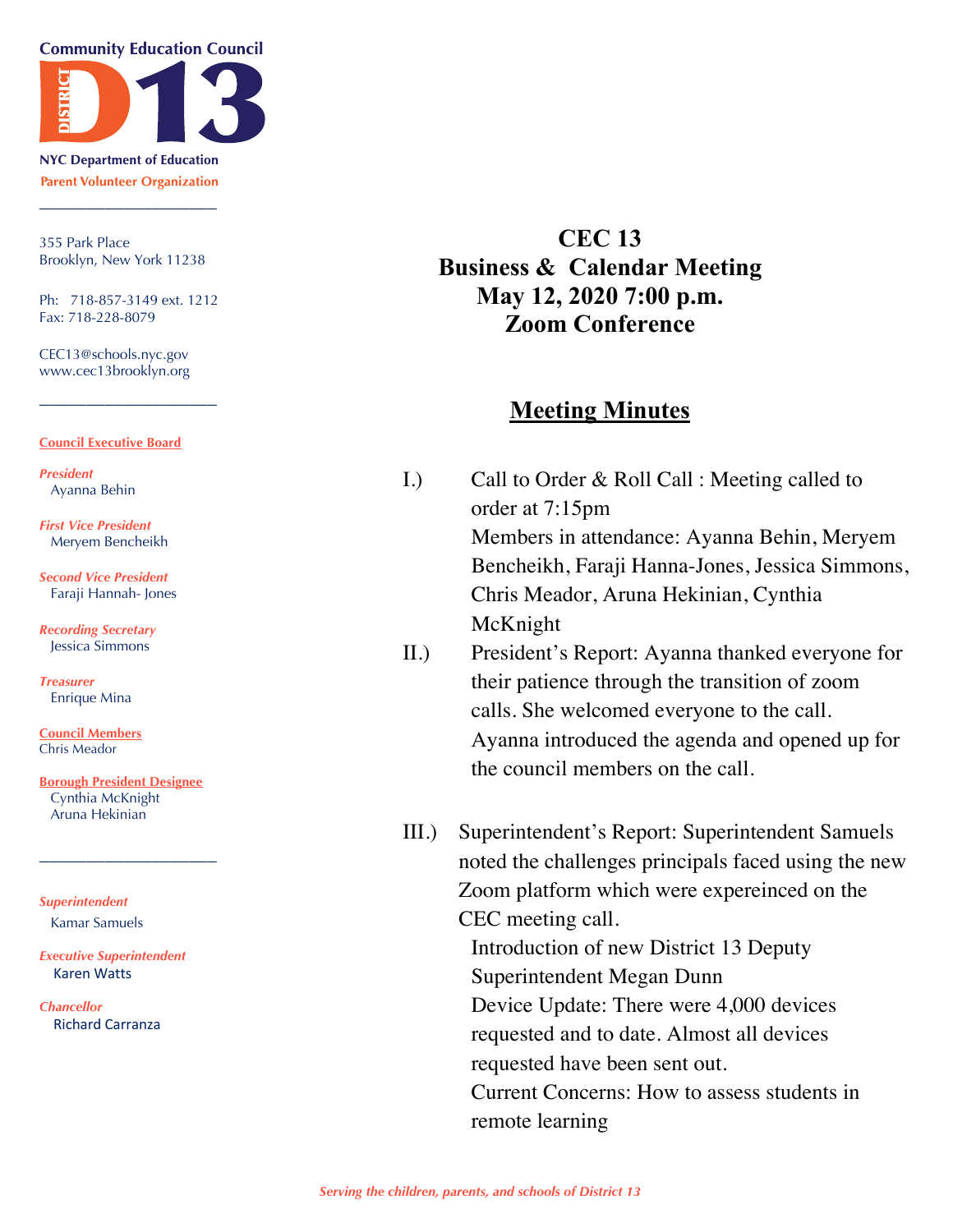**Community Education Council**

**DISTRICT 13**

**NYC Department of Education**

**Parent Volunteer Organization**

355 Park Place
Brooklyn, New York 11238

Ph: 718-857-3149 ext. 1212
Fax: 718-228-8079

CEC13@schools.nyc.gov
www.cec13brooklyn.org

**Council Executive Board**

*President*
Ayanna Behin

*First Vice President*
Meryem Bencheikh

*Second Vice President*
Faraji Hannah- Jones

*Recording Secretary*
Jessica Simmons

*Treasurer*
Enrique Mina

**Council Members**
Chris Meador

**Borough President Designee**
Cynthia McKnight
Aruna Hekinian

*Superintendent*
Kamar Samuels

*Executive Superintendent*
Karen Watts

*Chancellor*
Richard Carranza

# CEC 13
# Business & Calendar Meeting
# May 12, 2020 7:00 p.m.
# Zoom Conference

## Meeting Minutes

I.) Call to Order & Roll Call : Meeting called to order at 7:15pm
Members in attendance: Ayanna Behin, Meryem Bencheikh, Faraji Hanna-Jones, Jessica Simmons, Chris Meador, Aruna Hekinian, Cynthia McKnight

II.) President's Report: Ayanna thanked everyone for their patience through the transition of zoom calls. She welcomed everyone to the call. Ayanna introduced the agenda and opened up for the council members on the call.

III.) Superintendent's Report: Superintendent Samuels noted the challenges principals faced using the new Zoom platform which were expereinced on the CEC meeting call.
Introduction of new District 13 Deputy Superintendent Megan Dunn
Device Update: There were 4,000 devices requested and to date. Almost all devices requested have been sent out.
Current Concerns: How to assess students in remote learning

*Serving the children, parents, and schools of District 13*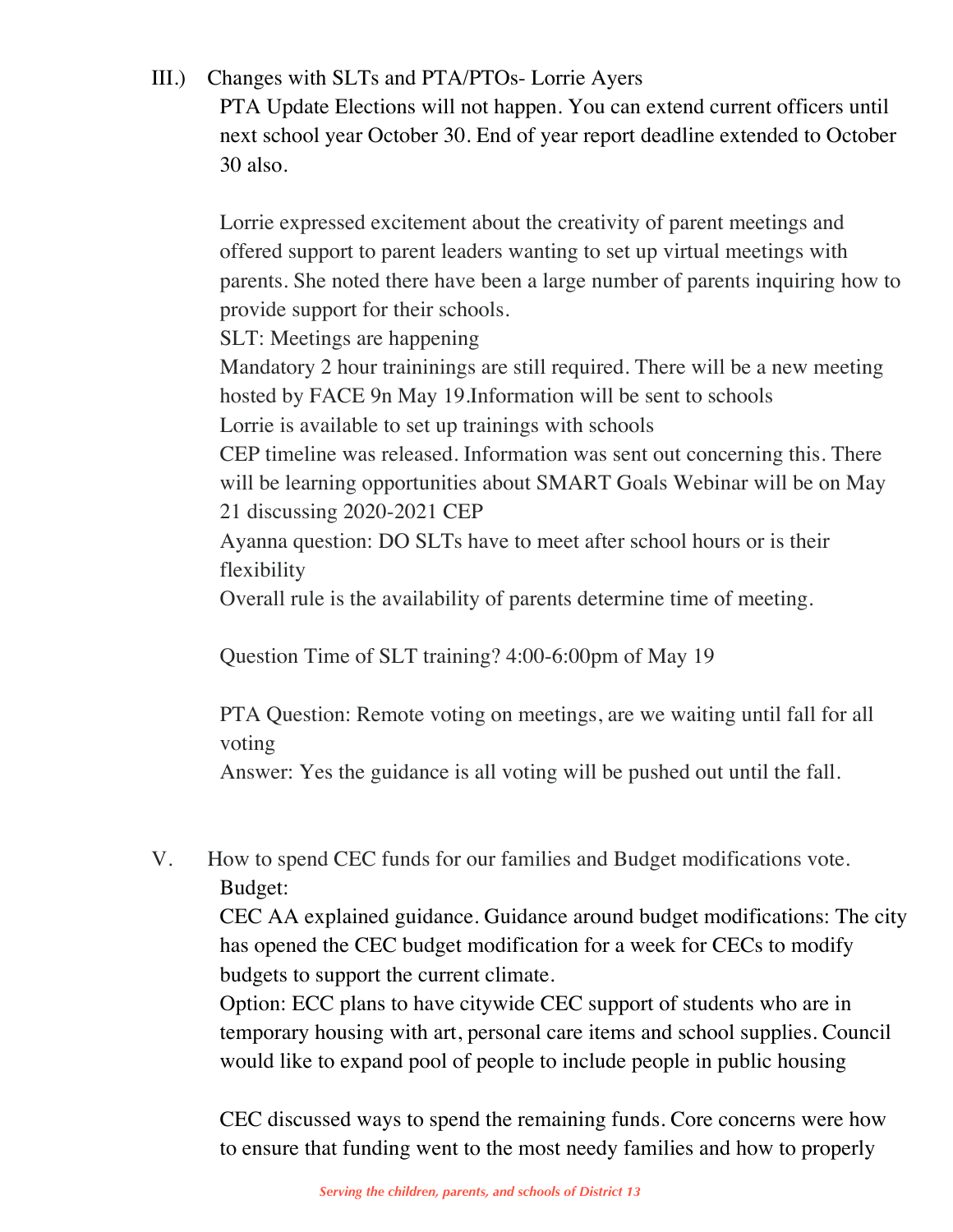III.) Changes with SLTs and PTA/PTOs- Lorrie Ayers

PTA Update Elections will not happen. You can extend current officers until next school year October 30. End of year report deadline extended to October 30 also.

Lorrie expressed excitement about the creativity of parent meetings and offered support to parent leaders wanting to set up virtual meetings with parents. She noted there have been a large number of parents inquiring how to provide support for their schools.

SLT: Meetings are happening

Mandatory 2 hour traininings are still required. There will be a new meeting hosted by FACE 9n May 19.Information will be sent to schools

Lorrie is available to set up trainings with schools

CEP timeline was released. Information was sent out concerning this. There will be learning opportunities about SMART Goals Webinar will be on May 21 discussing 2020-2021 CEP

Ayanna question: DO SLTs have to meet after school hours or is their flexibility

Overall rule is the availability of parents determine time of meeting.

Question Time of SLT training? 4:00-6:00pm of May 19

PTA Question: Remote voting on meetings, are we waiting until fall for all voting

Answer: Yes the guidance is all voting will be pushed out until the fall.

V. How to spend CEC funds for our families and Budget modifications vote.

Budget:

CEC AA explained guidance. Guidance around budget modifications: The city has opened the CEC budget modification for a week for CECs to modify budgets to support the current climate.

Option: ECC plans to have citywide CEC support of students who are in temporary housing with art, personal care items and school supplies. Council would like to expand pool of people to include people in public housing

CEC discussed ways to spend the remaining funds. Core concerns were how to ensure that funding went to the most needy families and how to properly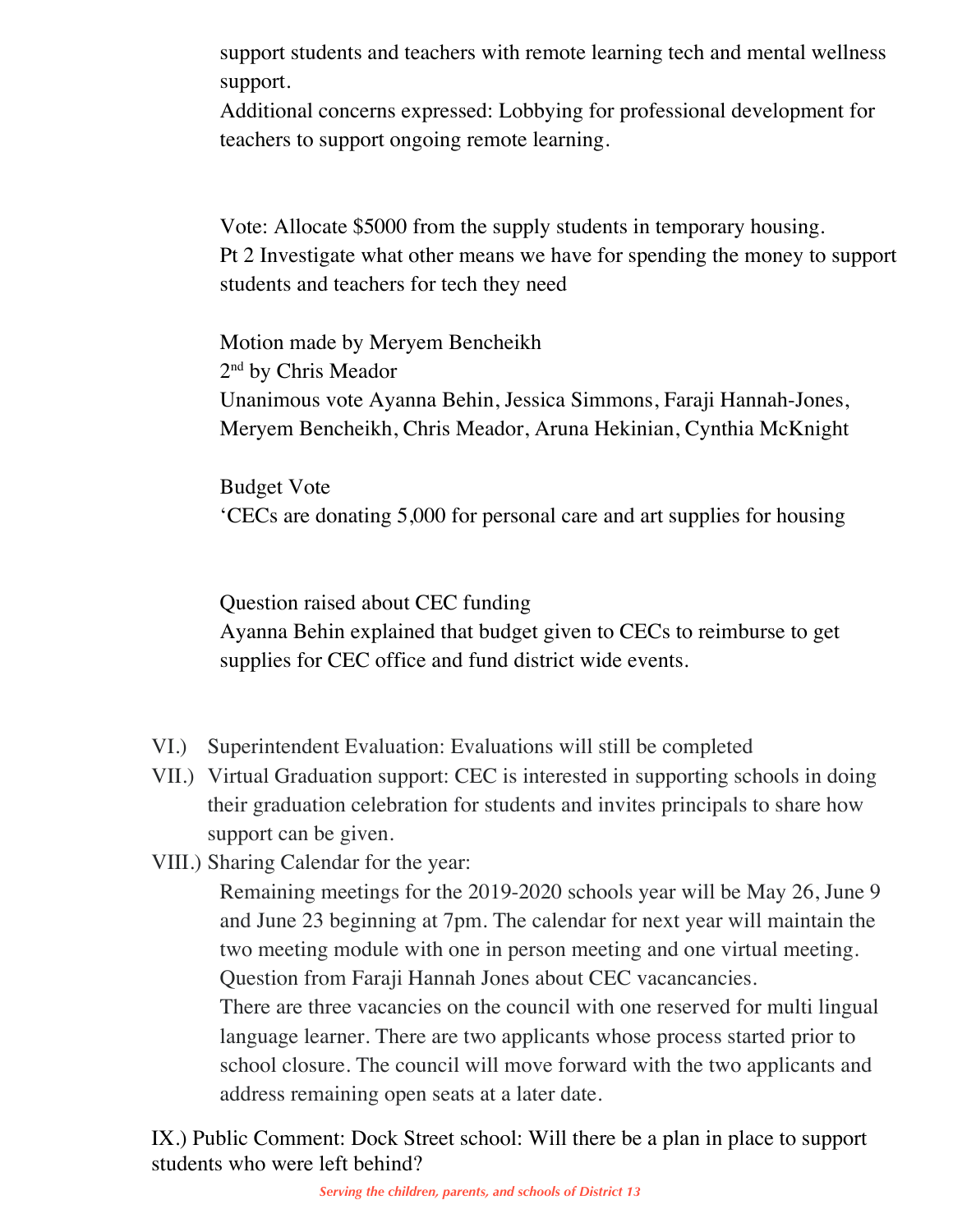support students and teachers with remote learning tech and mental wellness support.

Additional concerns expressed: Lobbying for professional development for teachers to support ongoing remote learning.

Vote: Allocate $5000 from the supply students in temporary housing.

Pt 2 Investigate what other means we have for spending the money to support students and teachers for tech they need

Motion made by Meryem Bencheikh

2nd by Chris Meador

Unanimous vote Ayanna Behin, Jessica Simmons, Faraji Hannah-Jones, Meryem Bencheikh, Chris Meador, Aruna Hekinian, Cynthia McKnight

Budget Vote

'CECs are donating 5,000 for personal care and art supplies for housing

Question raised about CEC funding

Ayanna Behin explained that budget given to CECs to reimburse to get supplies for CEC office and fund district wide events.

VI.) Superintendent Evaluation: Evaluations will still be completed

VII.) Virtual Graduation support: CEC is interested in supporting schools in doing their graduation celebration for students and invites principals to share how support can be given.

VIII.) Sharing Calendar for the year:

Remaining meetings for the 2019-2020 schools year will be May 26, June 9 and June 23 beginning at 7pm. The calendar for next year will maintain the two meeting module with one in person meeting and one virtual meeting.

Question from Faraji Hannah Jones about CEC vacancies.

There are three vacancies on the council with one reserved for multi lingual language learner. There are two applicants whose process started prior to school closure. The council will move forward with the two applicants and address remaining open seats at a later date.

IX.) Public Comment: Dock Street school: Will there be a plan in place to support students who were left behind?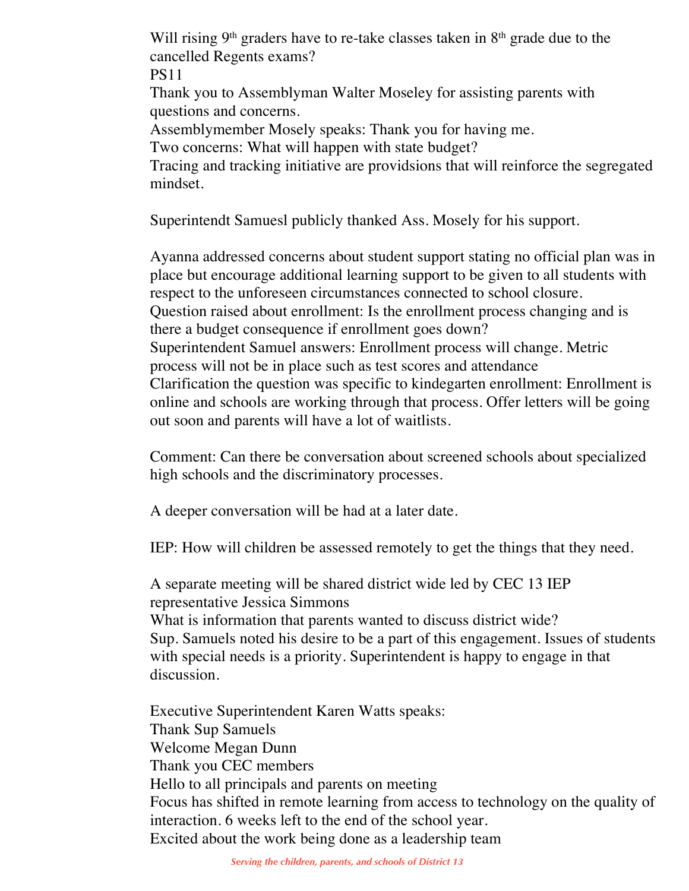Will rising 9th graders have to re-take classes taken in 8th grade due to the cancelled Regents exams?
PS11
Thank you to Assemblyman Walter Moseley for assisting parents with questions and concerns.
Assemblymember Mosely speaks: Thank you for having me.
Two concerns: What will happen with state budget?
Tracing and tracking initiative are providsions that will reinforce the segregated mindset.

Superintendt Samuesl publicly thanked Ass. Mosely for his support.

Ayanna addressed concerns about student support stating no official plan was in place but encourage additional learning support to be given to all students with respect to the unforeseen circumstances connected to school closure.
Question raised about enrollment: Is the enrollment process changing and is there a budget consequence if enrollment goes down?
Superintendent Samuel answers: Enrollment process will change. Metric process will not be in place such as test scores and attendance
Clarification the question was specific to kindegarten enrollment: Enrollment is online and schools are working through that process. Offer letters will be going out soon and parents will have a lot of waitlists.

Comment: Can there be conversation about screened schools about specialized high schools and the discriminatory processes.

A deeper conversation will be had at a later date.

IEP: How will children be assessed remotely to get the things that they need.

A separate meeting will be shared district wide led by CEC 13 IEP representative Jessica Simmons
What is information that parents wanted to discuss district wide?
Sup. Samuels noted his desire to be a part of this engagement. Issues of students with special needs is a priority. Superintendent is happy to engage in that discussion.

Executive Superintendent Karen Watts speaks:
Thank Sup Samuels
Welcome Megan Dunn
Thank you CEC members
Hello to all principals and parents on meeting
Focus has shifted in remote learning from access to technology on the quality of interaction. 6 weeks left to the end of the school year.
Excited about the work being done as a leadership team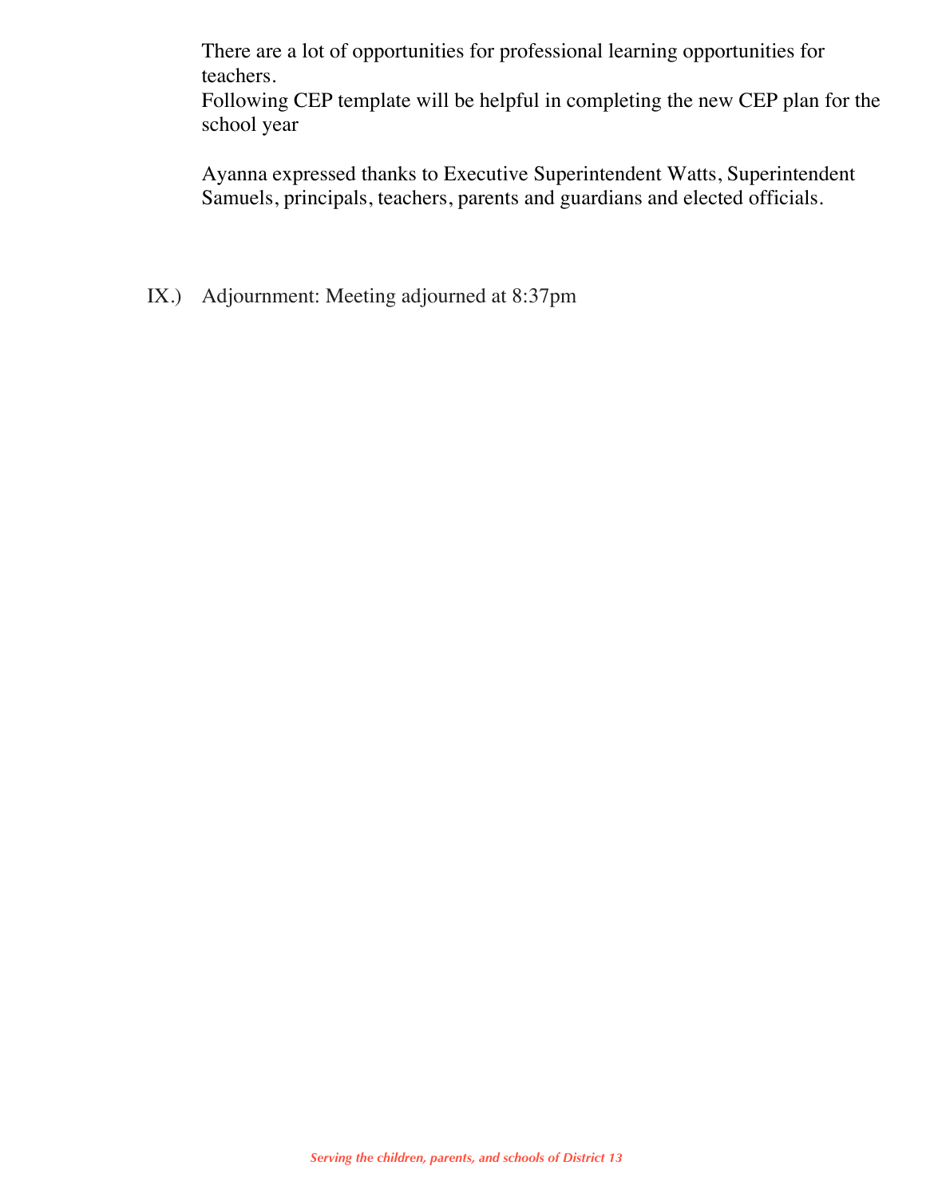There are a lot of opportunities for professional learning opportunities for teachers.
Following CEP template will be helpful in completing the new CEP plan for the school year

Ayanna expressed thanks to Executive Superintendent Watts, Superintendent Samuels, principals, teachers, parents and guardians and elected officials.

IX.) Adjournment: Meeting adjourned at 8:37pm